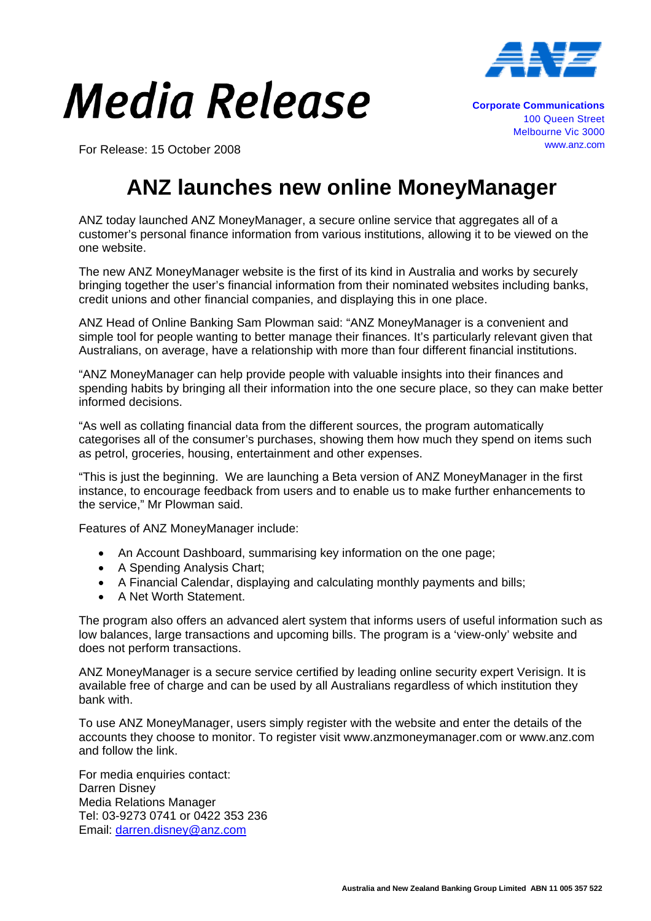# Media Release

**Corporate Communications**
100 Queen Street
Melbourne Vic 3000
www.anz.com

For Release: 15 October 2008

## ANZ launches new online MoneyManager

ANZ today launched ANZ MoneyManager, a secure online service that aggregates all of a customer's personal finance information from various institutions, allowing it to be viewed on the one website.

The new ANZ MoneyManager website is the first of its kind in Australia and works by securely bringing together the user's financial information from their nominated websites including banks, credit unions and other financial companies, and displaying this in one place.

ANZ Head of Online Banking Sam Plowman said: "ANZ MoneyManager is a convenient and simple tool for people wanting to better manage their finances. It's particularly relevant given that Australians, on average, have a relationship with more than four different financial institutions.

"ANZ MoneyManager can help provide people with valuable insights into their finances and spending habits by bringing all their information into the one secure place, so they can make better informed decisions.

"As well as collating financial data from the different sources, the program automatically categorises all of the consumer's purchases, showing them how much they spend on items such as petrol, groceries, housing, entertainment and other expenses.

"This is just the beginning. We are launching a Beta version of ANZ MoneyManager in the first instance, to encourage feedback from users and to enable us to make further enhancements to the service," Mr Plowman said.

Features of ANZ MoneyManager include:

- An Account Dashboard, summarising key information on the one page;
- A Spending Analysis Chart;
- A Financial Calendar, displaying and calculating monthly payments and bills;
- A Net Worth Statement.

The program also offers an advanced alert system that informs users of useful information such as low balances, large transactions and upcoming bills. The program is a 'view-only' website and does not perform transactions.

ANZ MoneyManager is a secure service certified by leading online security expert Verisign. It is available free of charge and can be used by all Australians regardless of which institution they bank with.

To use ANZ MoneyManager, users simply register with the website and enter the details of the accounts they choose to monitor. To register visit www.anzmoneymanager.com or www.anz.com and follow the link.

For media enquiries contact:
Darren Disney
Media Relations Manager
Tel: 03-9273 0741 or 0422 353 236
Email: darren.disney@anz.com

**Australia and New Zealand Banking Group Limited ABN 11 005 357 522**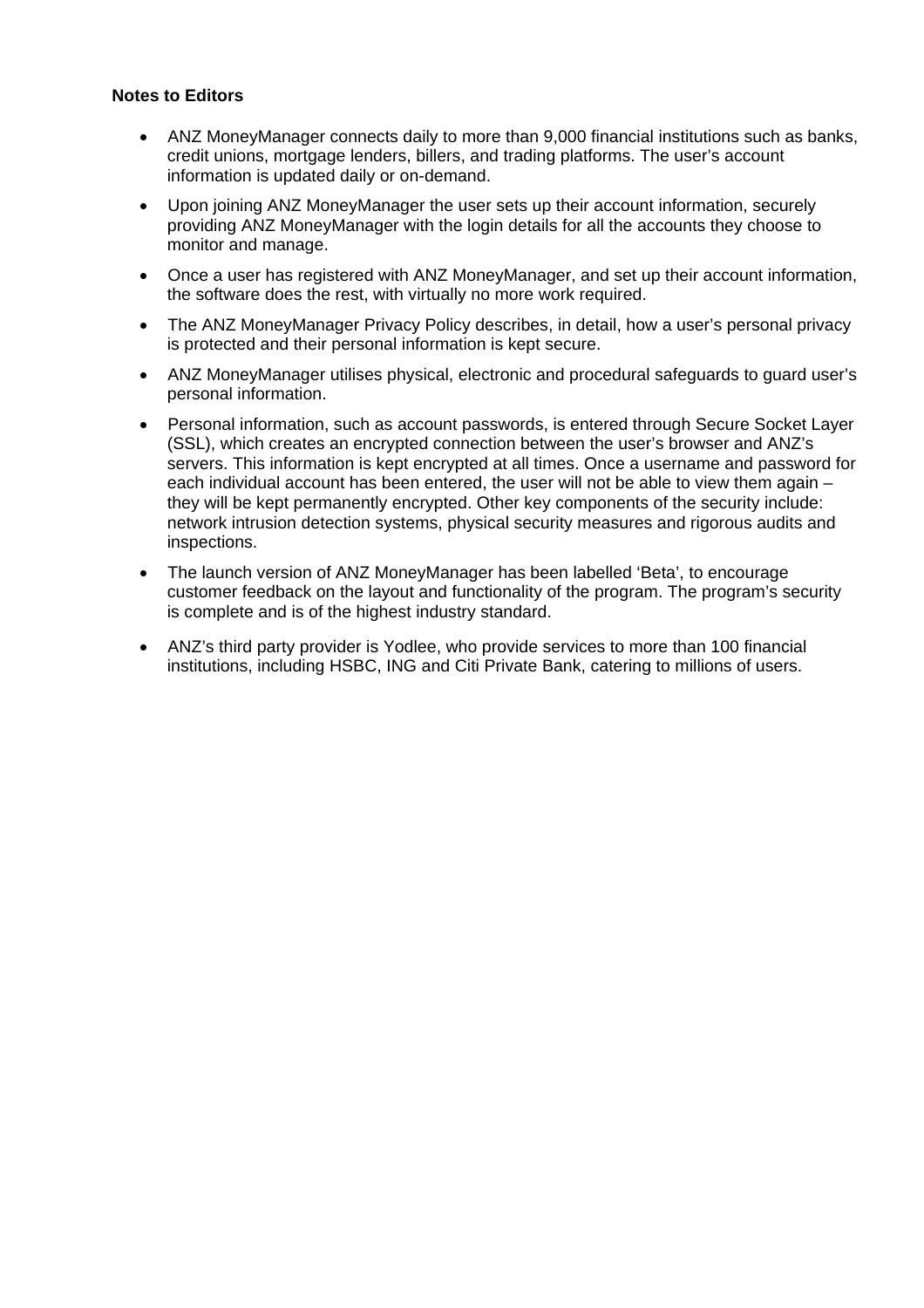**Notes to Editors**

- ANZ MoneyManager connects daily to more than 9,000 financial institutions such as banks, credit unions, mortgage lenders, billers, and trading platforms. The user's account information is updated daily or on-demand.
- Upon joining ANZ MoneyManager the user sets up their account information, securely providing ANZ MoneyManager with the login details for all the accounts they choose to monitor and manage.
- Once a user has registered with ANZ MoneyManager, and set up their account information, the software does the rest, with virtually no more work required.
- The ANZ MoneyManager Privacy Policy describes, in detail, how a user's personal privacy is protected and their personal information is kept secure.
- ANZ MoneyManager utilises physical, electronic and procedural safeguards to guard user's personal information.
- Personal information, such as account passwords, is entered through Secure Socket Layer (SSL), which creates an encrypted connection between the user's browser and ANZ's servers. This information is kept encrypted at all times. Once a username and password for each individual account has been entered, the user will not be able to view them again – they will be kept permanently encrypted. Other key components of the security include: network intrusion detection systems, physical security measures and rigorous audits and inspections.
- The launch version of ANZ MoneyManager has been labelled 'Beta', to encourage customer feedback on the layout and functionality of the program. The program's security is complete and is of the highest industry standard.
- ANZ's third party provider is Yodlee, who provide services to more than 100 financial institutions, including HSBC, ING and Citi Private Bank, catering to millions of users.